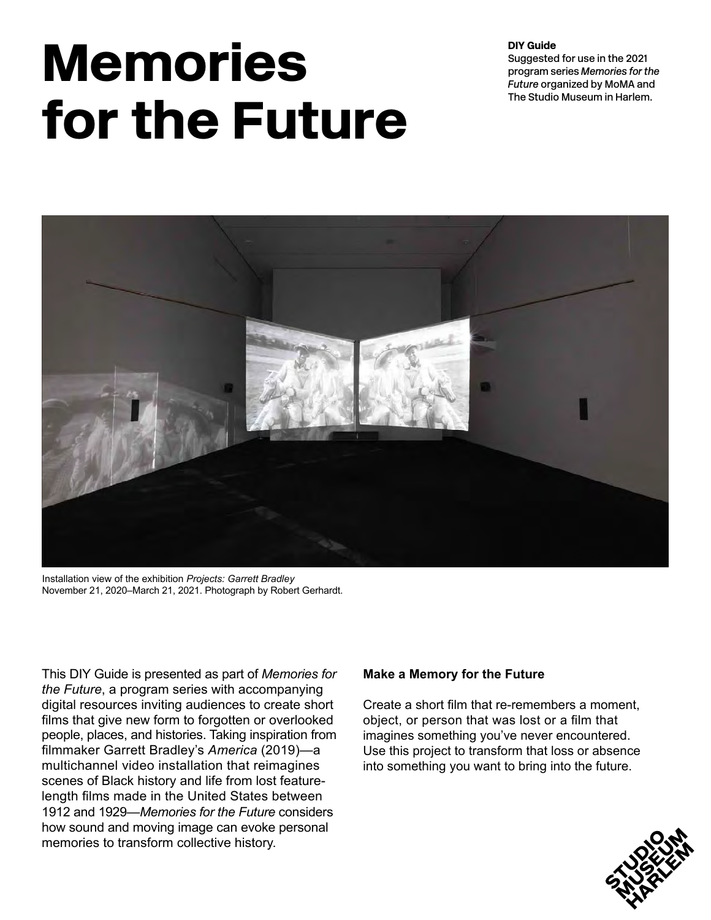# Memories for the Future

**DIY Guide**
Suggested for use in the 2021 program series *Memories for the Future* organized by MoMA and The Studio Museum in Harlem.

Installation view of the exhibition *Projects: Garrett Bradley*
November 21, 2020–March 21, 2021. Photograph by Robert Gerhardt.

This DIY Guide is presented as part of *Memories for the Future*, a program series with accompanying digital resources inviting audiences to create short films that give new form to forgotten or overlooked people, places, and histories. Taking inspiration from filmmaker Garrett Bradley's *America* (2019)—a multichannel video installation that reimagines scenes of Black history and life from lost feature-length films made in the United States between 1912 and 1929—*Memories for the Future* considers how sound and moving image can evoke personal memories to transform collective history.

**Make a Memory for the Future**

Create a short film that re-remembers a moment, object, or person that was lost or a film that imagines something you've never encountered. Use this project to transform that loss or absence into something you want to bring into the future.

STUDIO MUSEUM HARLEM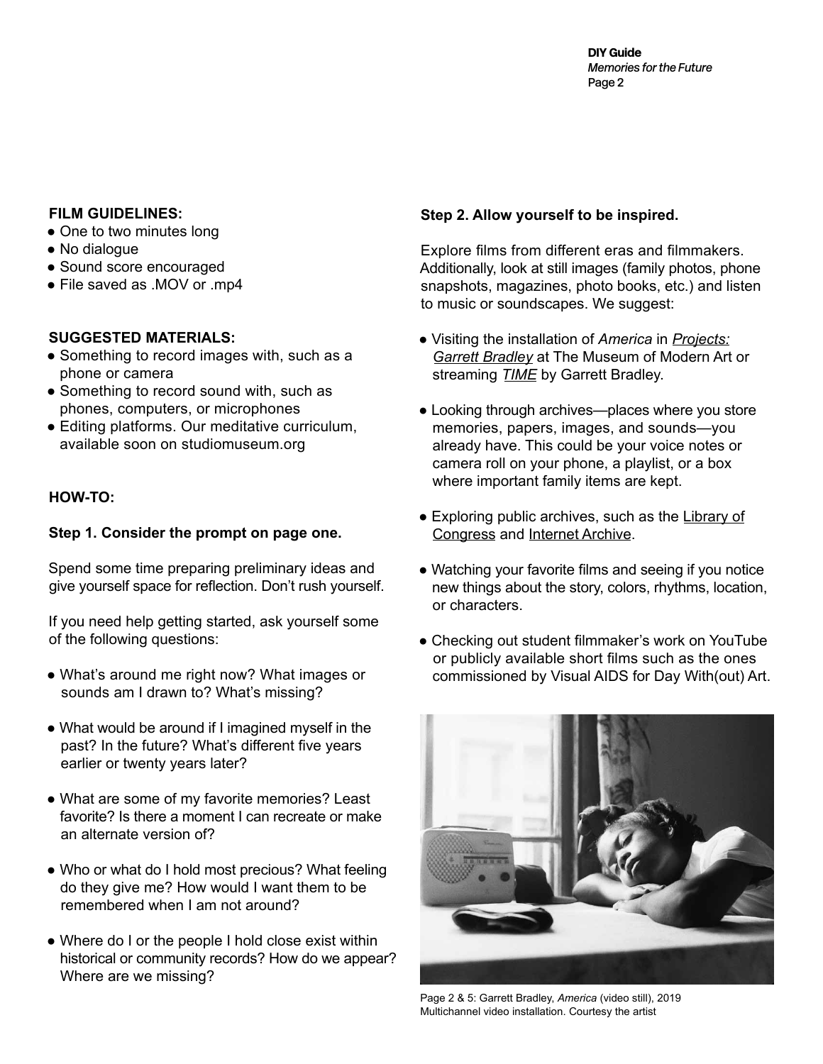**FILM GUIDELINES:**

- One to two minutes long
- No dialogue
- Sound score encouraged
- File saved as .MOV or .mp4

**SUGGESTED MATERIALS:**

- Something to record images with, such as a phone or camera
- Something to record sound with, such as phones, computers, or microphones
- Editing platforms. Our meditative curriculum, available soon on studiomuseum.org

**HOW-TO:**

**Step 1. Consider the prompt on page one.**

Spend some time preparing preliminary ideas and give yourself space for reflection. Don't rush yourself.

If you need help getting started, ask yourself some of the following questions:

- What's around me right now? What images or sounds am I drawn to? What's missing?
- What would be around if I imagined myself in the past? In the future? What's different five years earlier or twenty years later?
- What are some of my favorite memories? Least favorite? Is there a moment I can recreate or make an alternate version of?
- Who or what do I hold most precious? What feeling do they give me? How would I want them to be remembered when I am not around?
- Where do I or the people I hold close exist within historical or community records? How do we appear? Where are we missing?

**Step 2. Allow yourself to be inspired.**

Explore films from different eras and filmmakers. Additionally, look at still images (family photos, phone snapshots, magazines, photo books, etc.) and listen to music or soundscapes. We suggest:

- Visiting the installation of *America* in *Projects: Garrett Bradley* at The Museum of Modern Art or streaming *TIME* by Garrett Bradley.
- Looking through archives—places where you store memories, papers, images, and sounds—you already have. This could be your voice notes or camera roll on your phone, a playlist, or a box where important family items are kept.
- Exploring public archives, such as the Library of Congress and Internet Archive.
- Watching your favorite films and seeing if you notice new things about the story, colors, rhythms, location, or characters.
- Checking out student filmmaker's work on YouTube or publicly available short films such as the ones commissioned by Visual AIDS for Day With(out) Art.

Page 2 & 5: Garrett Bradley, *America* (video still), 2019
Multichannel video installation. Courtesy the artist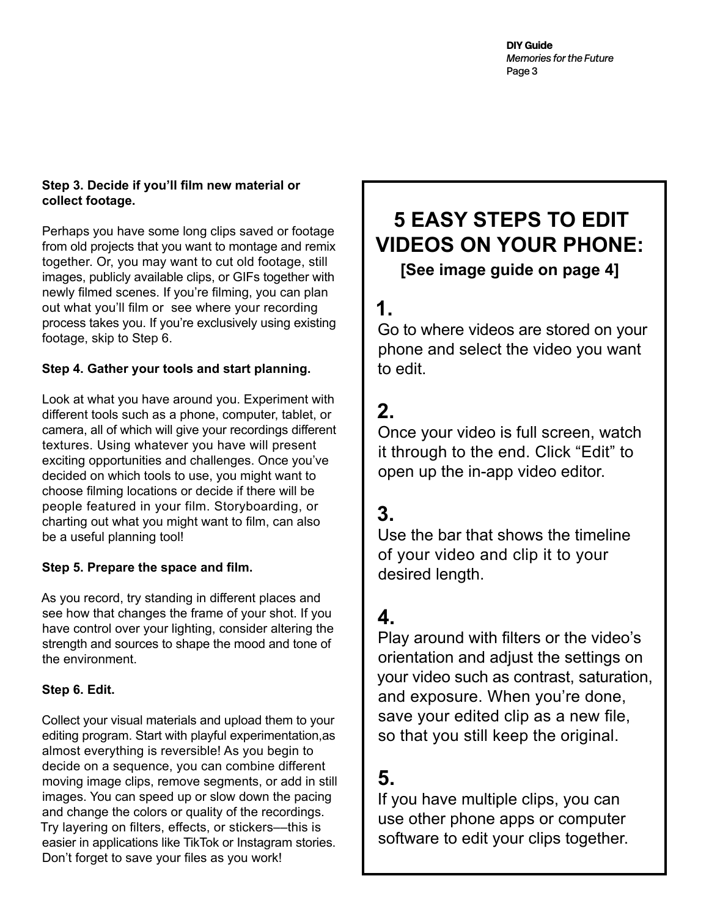**Step 3. Decide if you'll film new material or collect footage.**

Perhaps you have some long clips saved or footage from old projects that you want to montage and remix together. Or, you may want to cut old footage, still images, publicly available clips, or GIFs together with newly filmed scenes. If you're filming, you can plan out what you'll film or see where your recording process takes you. If you're exclusively using existing footage, skip to Step 6.

**Step 4. Gather your tools and start planning.**

Look at what you have around you. Experiment with different tools such as a phone, computer, tablet, or camera, all of which will give your recordings different textures. Using whatever you have will present exciting opportunities and challenges. Once you've decided on which tools to use, you might want to choose filming locations or decide if there will be people featured in your film. Storyboarding, or charting out what you might want to film, can also be a useful planning tool!

**Step 5. Prepare the space and film.**

As you record, try standing in different places and see how that changes the frame of your shot. If you have control over your lighting, consider altering the strength and sources to shape the mood and tone of the environment.

**Step 6. Edit.**

Collect your visual materials and upload them to your editing program. Start with playful experimentation,as almost everything is reversible! As you begin to decide on a sequence, you can combine different moving image clips, remove segments, or add in still images. You can speed up or slow down the pacing and change the colors or quality of the recordings. Try layering on filters, effects, or stickers—this is easier in applications like TikTok or Instagram stories. Don't forget to save your files as you work!

## 5 EASY STEPS TO EDIT VIDEOS ON YOUR PHONE:

**[See image guide on page 4]**

### 1.

Go to where videos are stored on your phone and select the video you want to edit.

### 2.

Once your video is full screen, watch it through to the end. Click "Edit" to open up the in-app video editor.

### 3.

Use the bar that shows the timeline of your video and clip it to your desired length.

### 4.

Play around with filters or the video's orientation and adjust the settings on your video such as contrast, saturation, and exposure. When you're done, save your edited clip as a new file, so that you still keep the original.

### 5.

If you have multiple clips, you can use other phone apps or computer software to edit your clips together.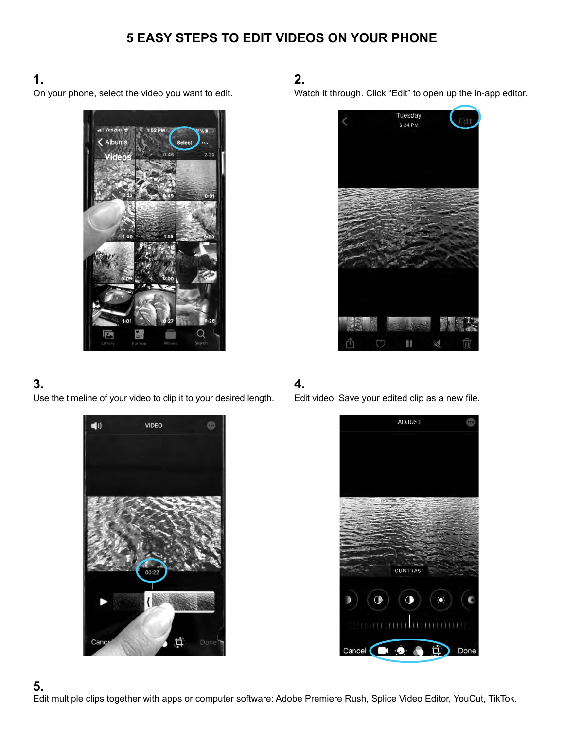# 5 EASY STEPS TO EDIT VIDEOS ON YOUR PHONE

**1.**
On your phone, select the video you want to edit.

**2.**
Watch it through. Click "Edit" to open up the in-app editor.

**3.**
Use the timeline of your video to clip it to your desired length.

**4.**
Edit video. Save your edited clip as a new file.

**5.**
Edit multiple clips together with apps or computer software: Adobe Premiere Rush, Splice Video Editor, YouCut, TikTok.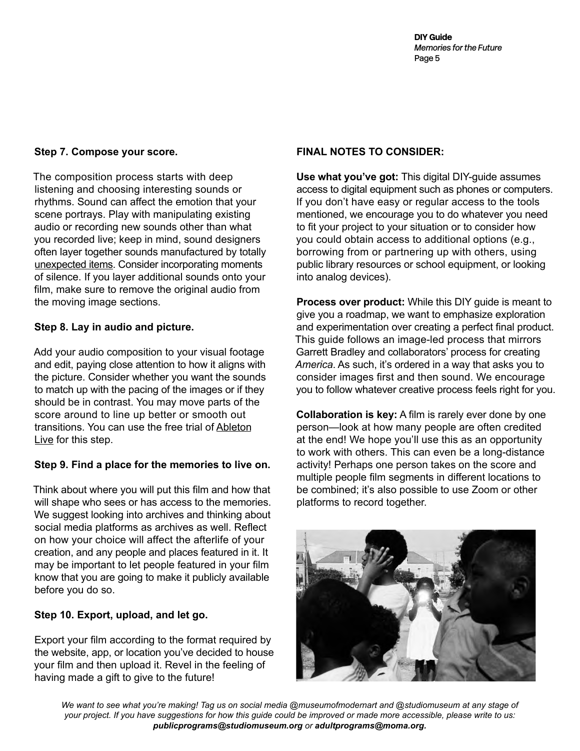### Step 7. Compose your score.

The composition process starts with deep listening and choosing interesting sounds or rhythms. Sound can affect the emotion that your scene portrays. Play with manipulating existing audio or recording new sounds other than what you recorded live; keep in mind, sound designers often layer together sounds manufactured by totally unexpected items. Consider incorporating moments of silence. If you layer additional sounds onto your film, make sure to remove the original audio from the moving image sections.

### Step 8. Lay in audio and picture.

Add your audio composition to your visual footage and edit, paying close attention to how it aligns with the picture. Consider whether you want the sounds to match up with the pacing of the images or if they should be in contrast. You may move parts of the score around to line up better or smooth out transitions. You can use the free trial of Ableton Live for this step.

### Step 9. Find a place for the memories to live on.

Think about where you will put this film and how that will shape who sees or has access to the memories. We suggest looking into archives and thinking about social media platforms as archives as well. Reflect on how your choice will affect the afterlife of your creation, and any people and places featured in it. It may be important to let people featured in your film know that you are going to make it publicly available before you do so.

### Step 10. Export, upload, and let go.

Export your film according to the format required by the website, app, or location you've decided to house your film and then upload it. Revel in the feeling of having made a gift to give to the future!

### FINAL NOTES TO CONSIDER:

**Use what you've got:** This digital DIY-guide assumes access to digital equipment such as phones or computers. If you don't have easy or regular access to the tools mentioned, we encourage you to do whatever you need to fit your project to your situation or to consider how you could obtain access to additional options (e.g., borrowing from or partnering up with others, using public library resources or school equipment, or looking into analog devices).

**Process over product:** While this DIY guide is meant to give you a roadmap, we want to emphasize exploration and experimentation over creating a perfect final product. This guide follows an image-led process that mirrors Garrett Bradley and collaborators' process for creating *America*. As such, it's ordered in a way that asks you to consider images first and then sound. We encourage you to follow whatever creative process feels right for you.

**Collaboration is key:** A film is rarely ever done by one person—look at how many people are often credited at the end! We hope you'll use this as an opportunity to work with others. This can even be a long-distance activity! Perhaps one person takes on the score and multiple people film segments in different locations to be combined; it's also possible to use Zoom or other platforms to record together.

*We want to see what you're making! Tag us on social media @museumofmodernart and @studiomuseum at any stage of your project. If you have suggestions for how this guide could be improved or made more accessible, please write to us:* ***publicprograms@studiomuseum.org*** *or* ***adultprograms@moma.org.***